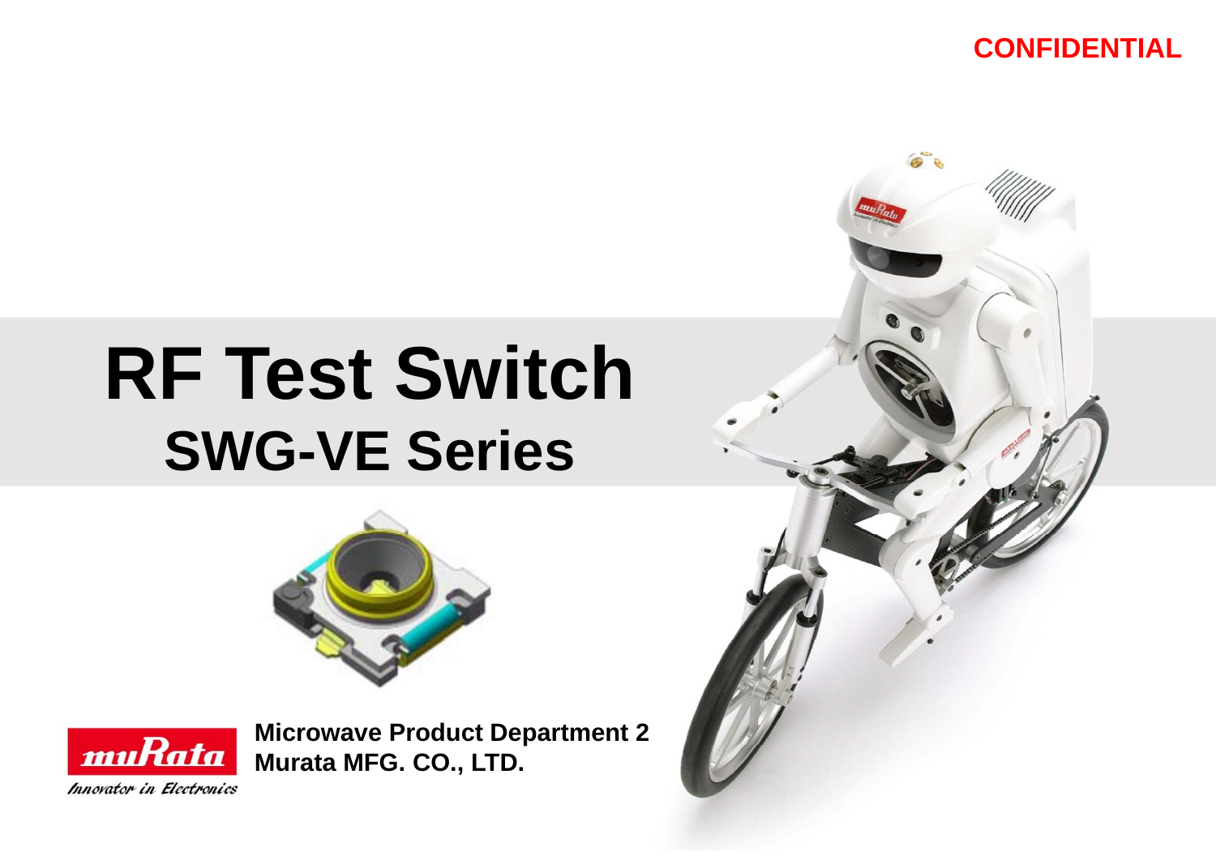CONFIDENTIAL

# RF Test Switch

## SWG-VE Series

**Microwave Product Department 2**
**Murata MFG. CO., LTD.**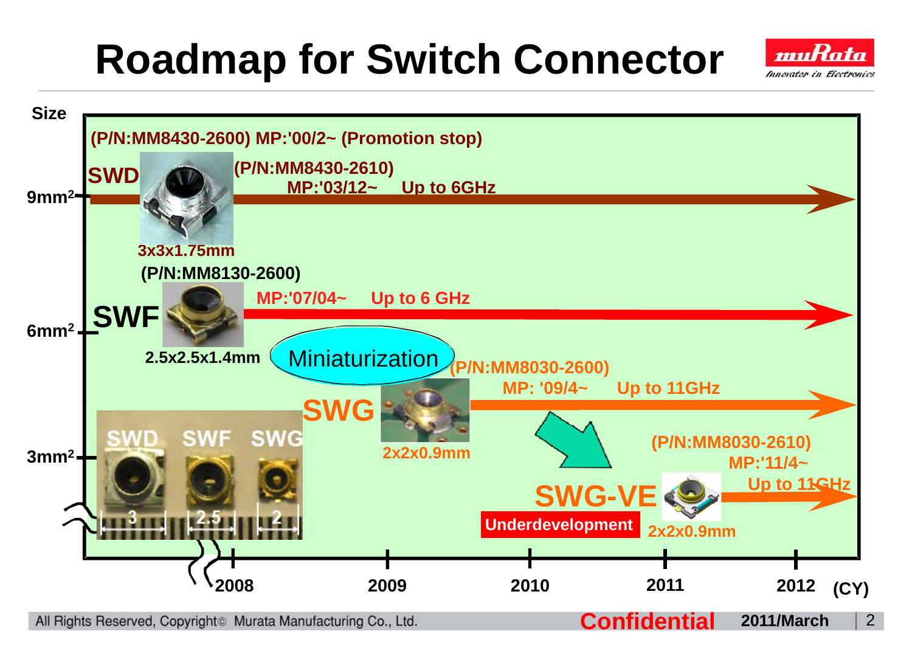# Roadmap for Switch Connector

Size

(P/N:MM8430-2600) MP:'00/2~ (Promotion stop)

**SWD** (P/N:MM8430-2610) MP:'03/12~ Up to 6GHz

9mm²

3x3x1.75mm

(P/N:MM8130-2600)

**SWF** MP:'07/04~ Up to 6 GHz

6mm²

2.5x2.5x1.4mm

Miniaturization

(P/N:MM8030-2600)

**SWG** MP: '09/4~ Up to 11GHz

2x2x0.9mm

3mm²

SWD SWF SWG

3 2.5 2

(P/N:MM8030-2610)

MP:'11/4~

**SWG-VE** Up to 11GHz

Underdevelopment

2x2x0.9mm

2008 2009 2010 2011 2012 (CY)

All Rights Reserved, Copyright© Murata Manufacturing Co., Ltd. Confidential 2011/March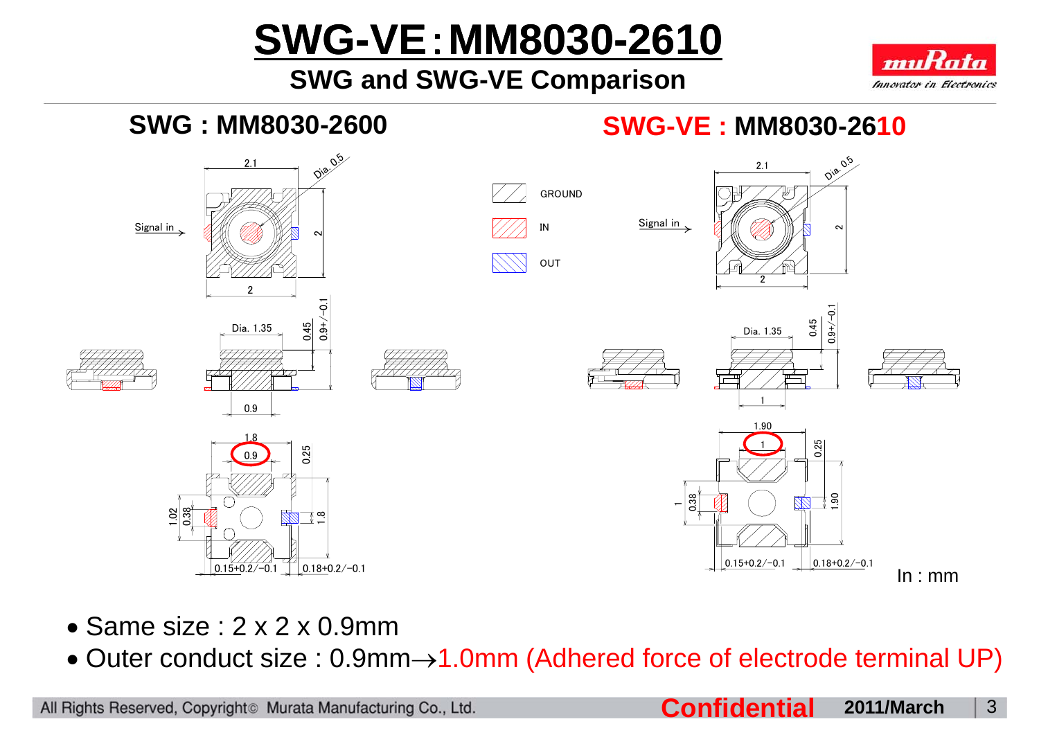# SWG-VE：MM8030-2610

## SWG and SWG-VE Comparison

### SWG : MM8030-2600

Signal in

2.1

Dia. 0.5

2

2

Dia. 1.35

0.45

0.9+/−0.1

0.9

1.8

0.9

0.25

1.02

0.38

1.8

0.15+0.2/−0.1

0.18+0.2/−0.1

GROUND

IN

OUT

### SWG-VE : MM8030-2610

Signal in

2.1

Dia. 0.5

2

2

Dia. 1.35

0.45

0.9+/−0.1

1

1.90

1

0.25

1

0.38

1.90

0.15+0.2/−0.1

0.18+0.2/−0.1

In : mm

- Same size : 2 x 2 x 0.9mm
- Outer conduct size : 0.9mm→1.0mm (Adhered force of electrode terminal UP)

All Rights Reserved, Copyright© Murata Manufacturing Co., Ltd. **Confidential** **2011/March**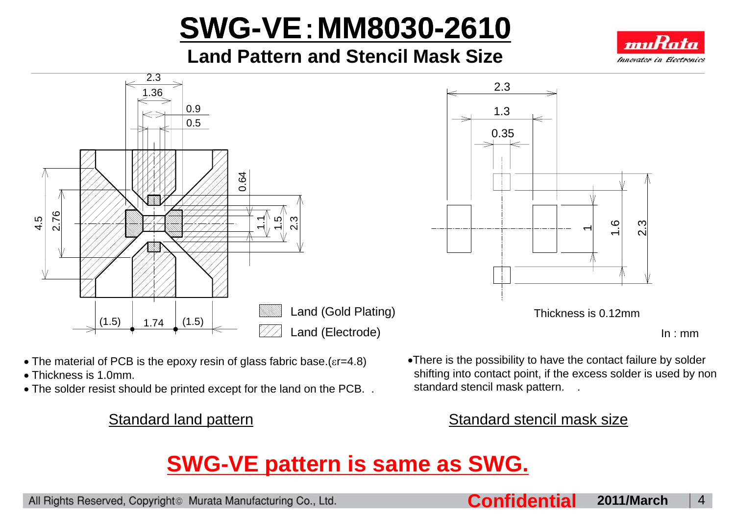# SWG-VE：MM8030-2610

## Land Pattern and Stencil Mask Size

Land (Gold Plating)

Land (Electrode)

Thickness is 0.12mm

In : mm

- The material of PCB is the epoxy resin of glass fabric base.(εr=4.8)
- Thickness is 1.0mm.
- The solder resist should be printed except for the land on the PCB. .

Standard land pattern

- There is the possibility to have the contact failure by solder shifting into contact point, if the excess solder is used by non standard stencil mask pattern. .

Standard stencil mask size

**SWG-VE pattern is same as SWG.**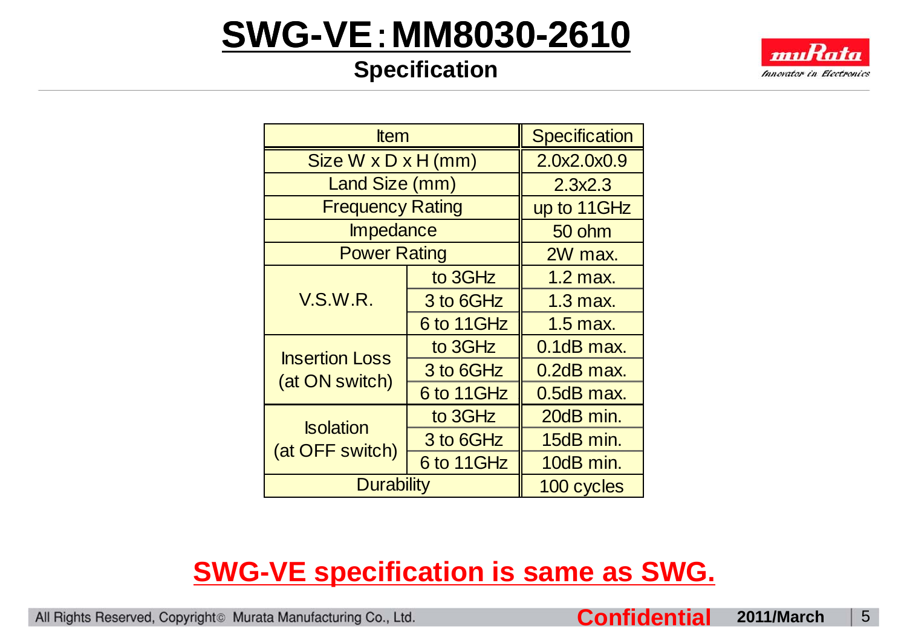# SWG-VE：MM8030-2610

## Specification

| Item | | Specification |
|---|---|---|
| Size W x D x H (mm) | | 2.0x2.0x0.9 |
| Land Size (mm) | | 2.3x2.3 |
| Frequency Rating | | up to 11GHz |
| Impedance | | 50 ohm |
| Power Rating | | 2W max. |
| V.S.W.R. | to 3GHz | 1.2 max. |
| | 3 to 6GHz | 1.3 max. |
| | 6 to 11GHz | 1.5 max. |
| Insertion Loss (at ON switch) | to 3GHz | 0.1dB max. |
| | 3 to 6GHz | 0.2dB max. |
| | 6 to 11GHz | 0.5dB max. |
| Isolation (at OFF switch) | to 3GHz | 20dB min. |
| | 3 to 6GHz | 15dB min. |
| | 6 to 11GHz | 10dB min. |
| Durability | | 100 cycles |

**SWG-VE specification is same as SWG.**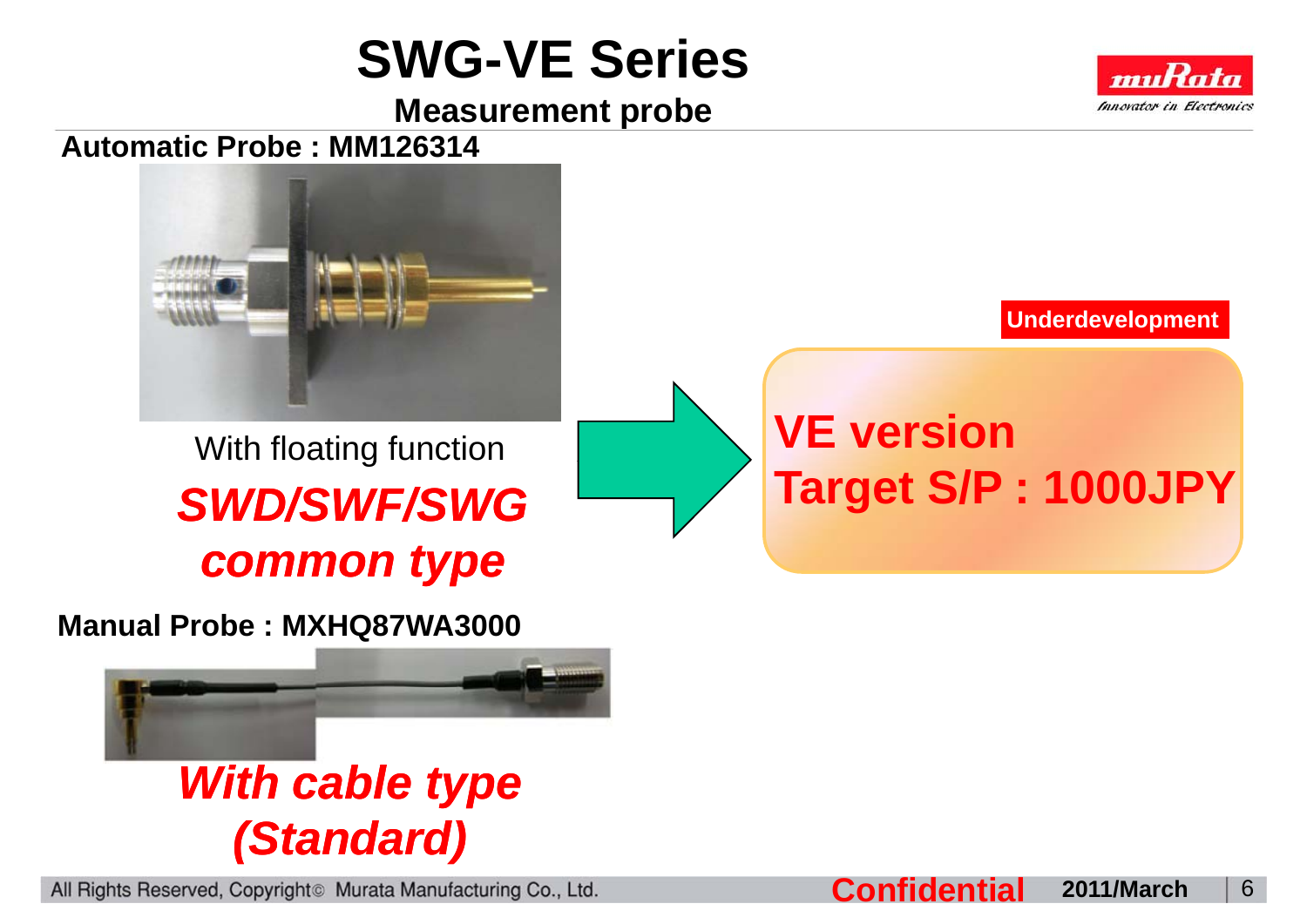# SWG-VE Series

## Measurement probe

**Automatic Probe : MM126314**

With floating function

***SWD/SWF/SWG common type***

**Underdevelopment**

**VE version**
**Target S/P : 1000JPY**

**Manual Probe : MXHQ87WA3000**

***With cable type (Standard)***

All Rights Reserved, Copyright© Murata Manufacturing Co., Ltd. **Confidential** **2011/March**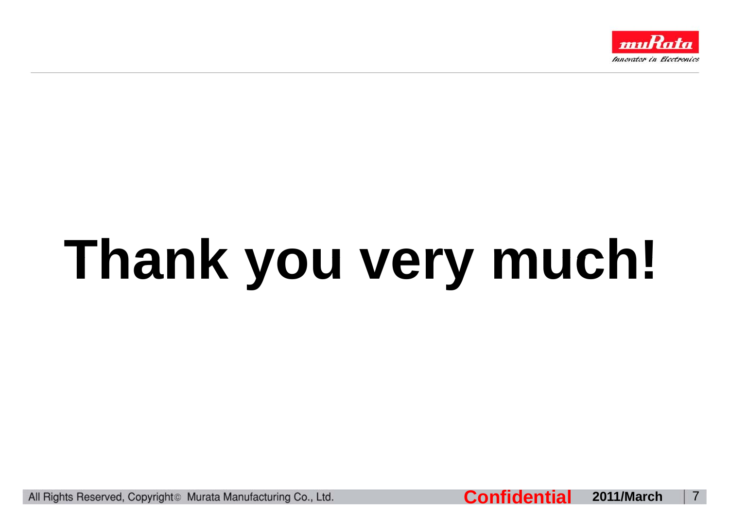# Thank you very much!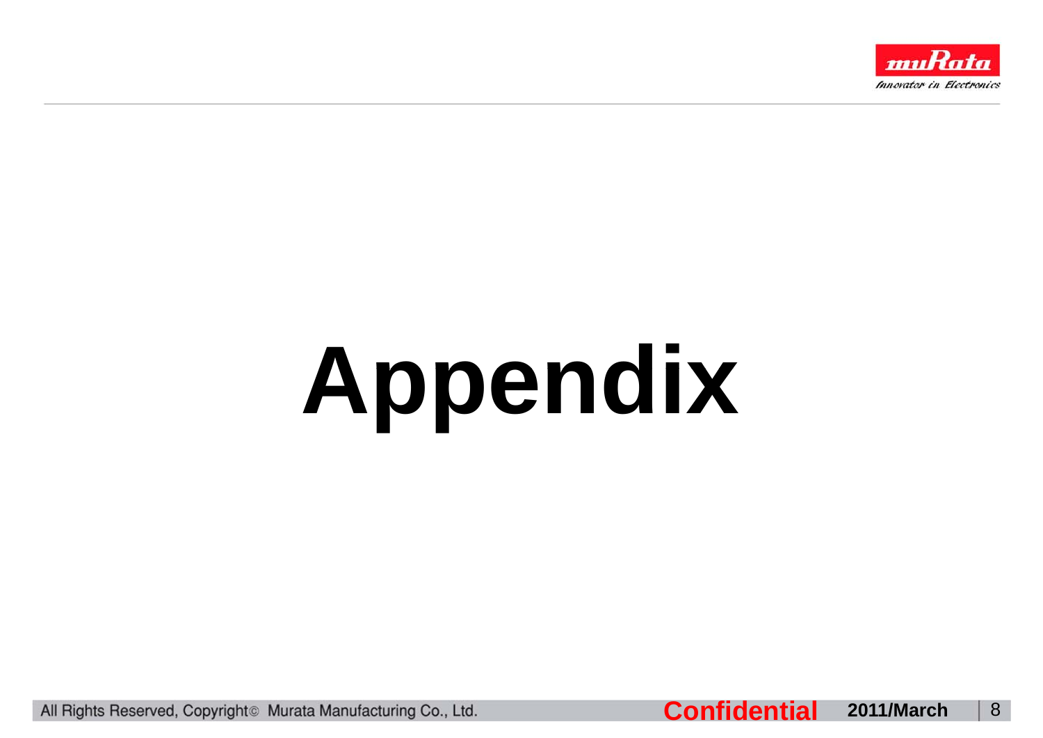# Appendix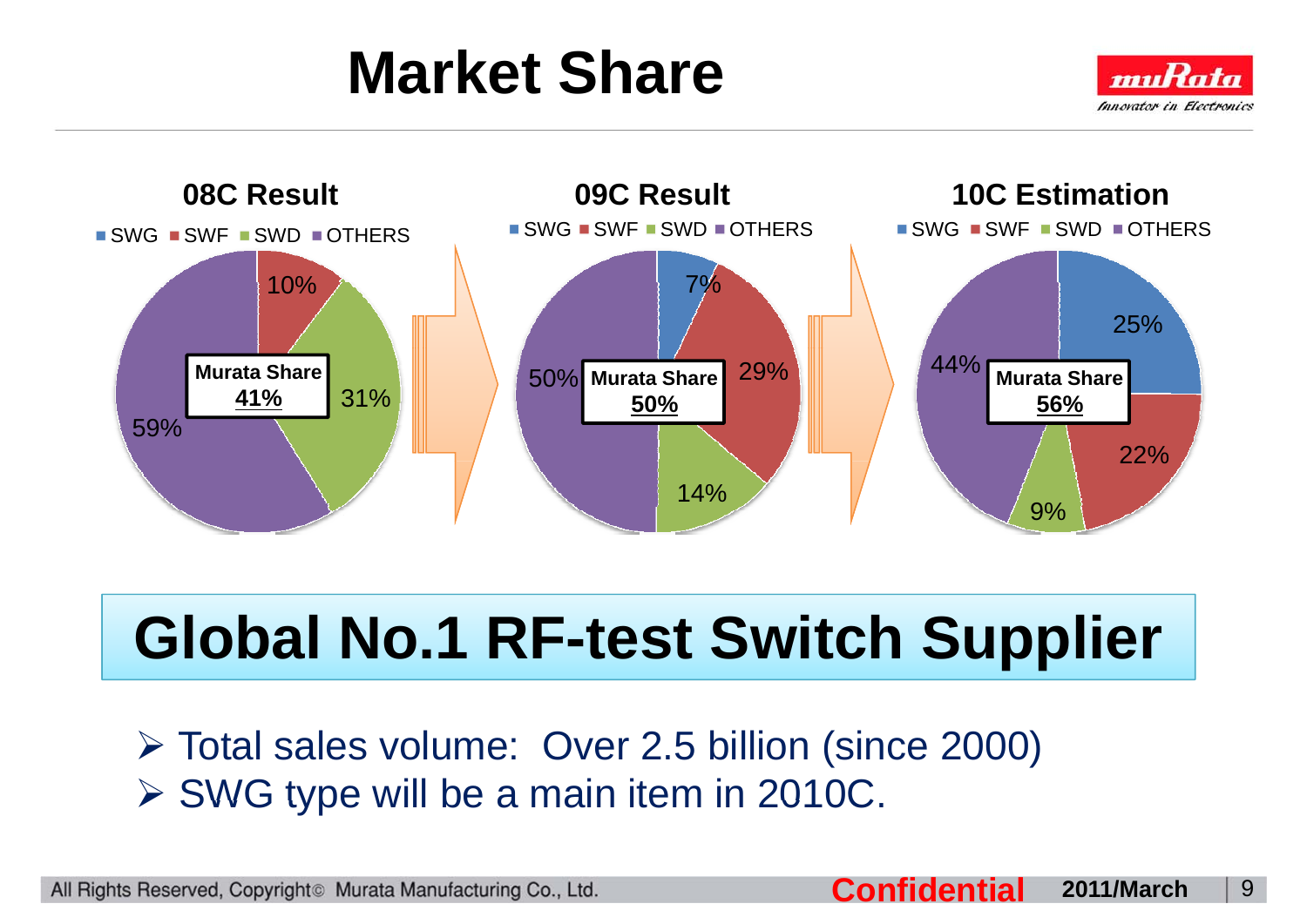# Market Share

### 08C Result

SWG | SWF | SWD | OTHERS

| Segment | Share |
|---|---|
| SWF | 10% |
| SWD | 31% |
| OTHERS | 59% |

**Murata Share 41%**

### 09C Result

SWG | SWF | SWD | OTHERS

| Segment | Share |
|---|---|
| SWG | 7% |
| SWF | 29% |
| SWD | 14% |
| OTHERS | 50% |

**Murata Share 50%**

### 10C Estimation

SWG | SWF | SWD | OTHERS

| Segment | Share |
|---|---|
| SWG | 25% |
| SWF | 22% |
| SWD | 9% |
| OTHERS | 44% |

**Murata Share 56%**

# Global No.1 RF-test Switch Supplier

- Total sales volume: Over 2.5 billion (since 2000)
- SWG type will be a main item in 2010C.

All Rights Reserved, Copyright© Murata Manufacturing Co., Ltd. **Confidential** **2011/March**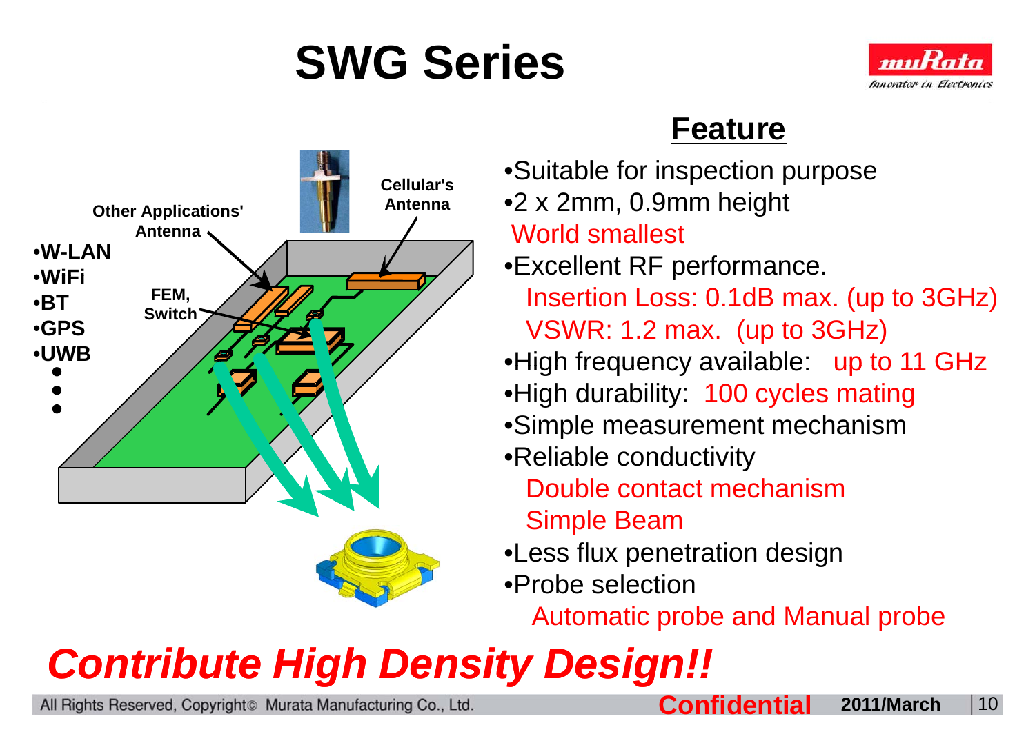# SWG Series

**Other Applications' Antenna**

- W-LAN
- WiFi
- BT
- GPS
- UWB
- •
- •
- •

**FEM, Switch**

**Cellular's Antenna**

## Feature

- Suitable for inspection purpose
- 2 x 2mm, 0.9mm height
  World smallest
- Excellent RF performance.
  Insertion Loss: 0.1dB max. (up to 3GHz)
  VSWR: 1.2 max. (up to 3GHz)
- High frequency available: up to 11 GHz
- High durability: 100 cycles mating
- Simple measurement mechanism
- Reliable conductivity
  Double contact mechanism
  Simple Beam
- Less flux penetration design
- Probe selection
  Automatic probe and Manual probe

***Contribute High Density Design!!***

All Rights Reserved, Copyright© Murata Manufacturing Co., Ltd. **Confidential** **2011/March**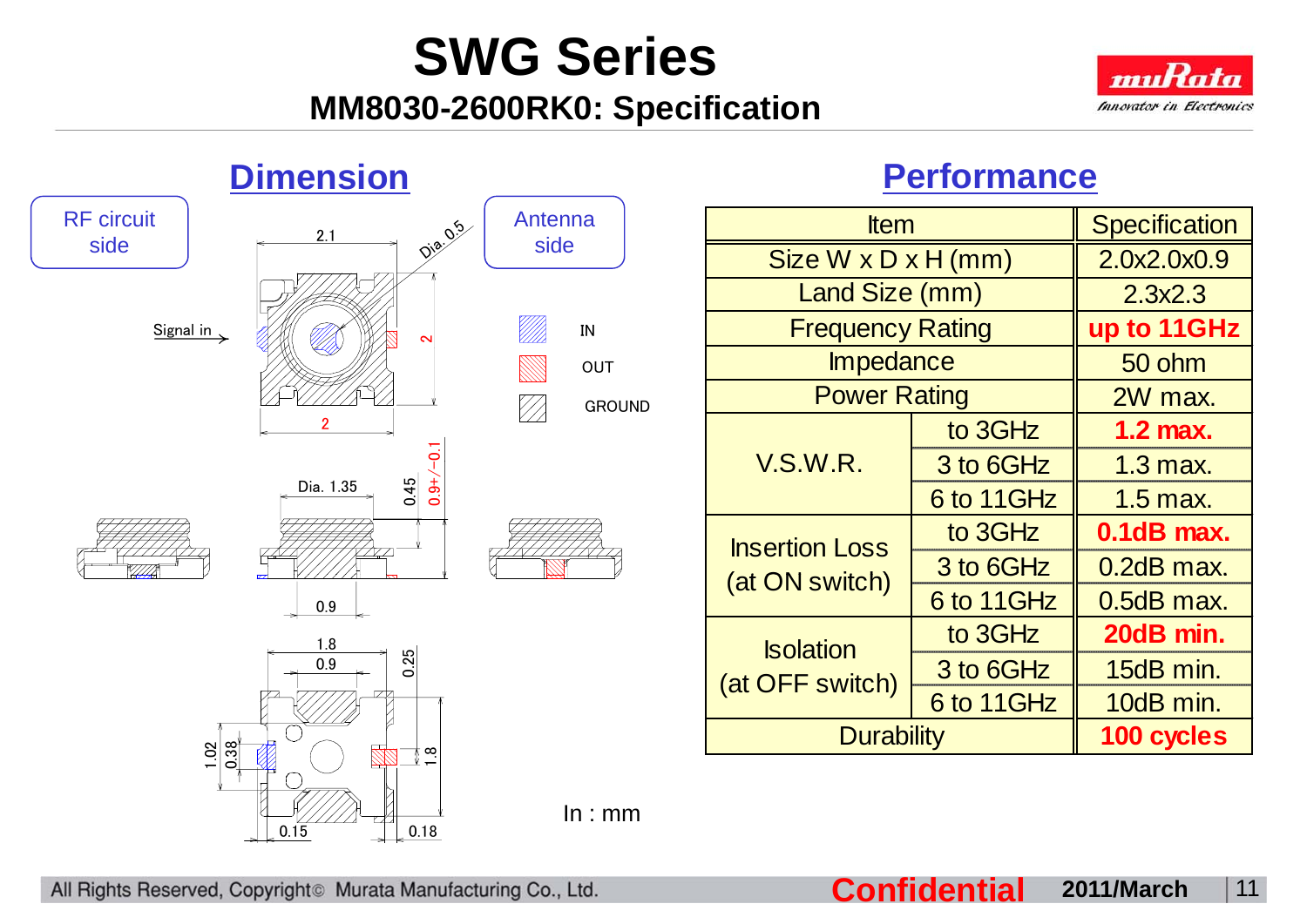# SWG Series

## MM8030-2600RK0: Specification

## Dimension

RF circuit side

Antenna side

Signal in

2.1

Dia. 0.5

2

2

IN

OUT

GROUND

Dia. 1.35

0.45

0.9+/−0.1

0.9

1.8

0.9

0.25

1.02

0.38

1.8

0.15

0.18

In : mm

## Performance

| Item | | Specification |
|---|---|---|
| Size W x D x H (mm) | | 2.0x2.0x0.9 |
| Land Size (mm) | | 2.3x2.3 |
| Frequency Rating | | **up to 11GHz** |
| Impedance | | 50 ohm |
| Power Rating | | 2W max. |
| V.S.W.R. | to 3GHz | **1.2 max.** |
| | 3 to 6GHz | 1.3 max. |
| | 6 to 11GHz | 1.5 max. |
| Insertion Loss (at ON switch) | to 3GHz | **0.1dB max.** |
| | 3 to 6GHz | 0.2dB max. |
| | 6 to 11GHz | 0.5dB max. |
| Isolation (at OFF switch) | to 3GHz | **20dB min.** |
| | 3 to 6GHz | 15dB min. |
| | 6 to 11GHz | 10dB min. |
| Durability | | **100 cycles** |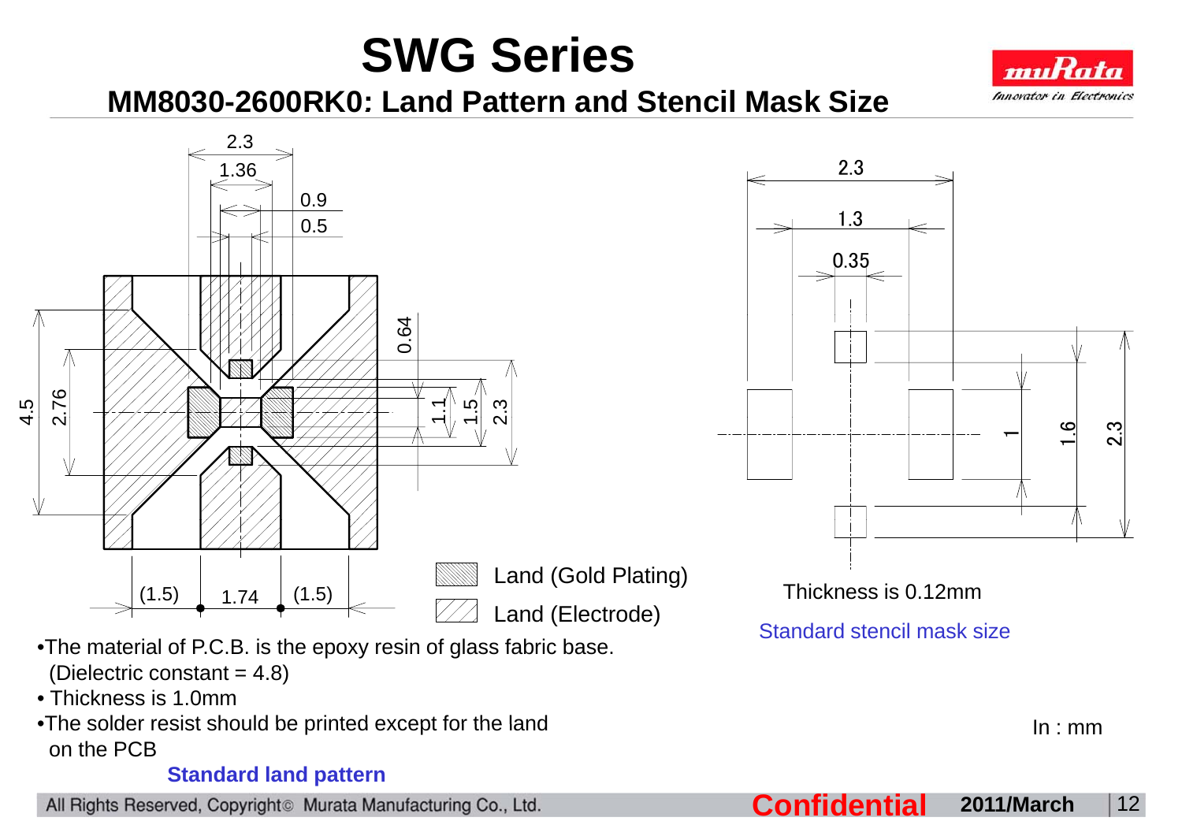# SWG Series

## MM8030-2600RK0: Land Pattern and Stencil Mask Size

2.3

1.36

0.9

0.5

0.64

4.5

2.76

1.1

1.5

2.3

(1.5) 1.74 (1.5)

Land (Gold Plating)

Land (Electrode)

- The material of P.C.B. is the epoxy resin of glass fabric base. (Dielectric constant = 4.8)
- Thickness is 1.0mm
- The solder resist should be printed except for the land on the PCB

**Standard land pattern**

2.3

1.3

0.35

1

1.6

2.3

Thickness is 0.12mm

Standard stencil mask size

In : mm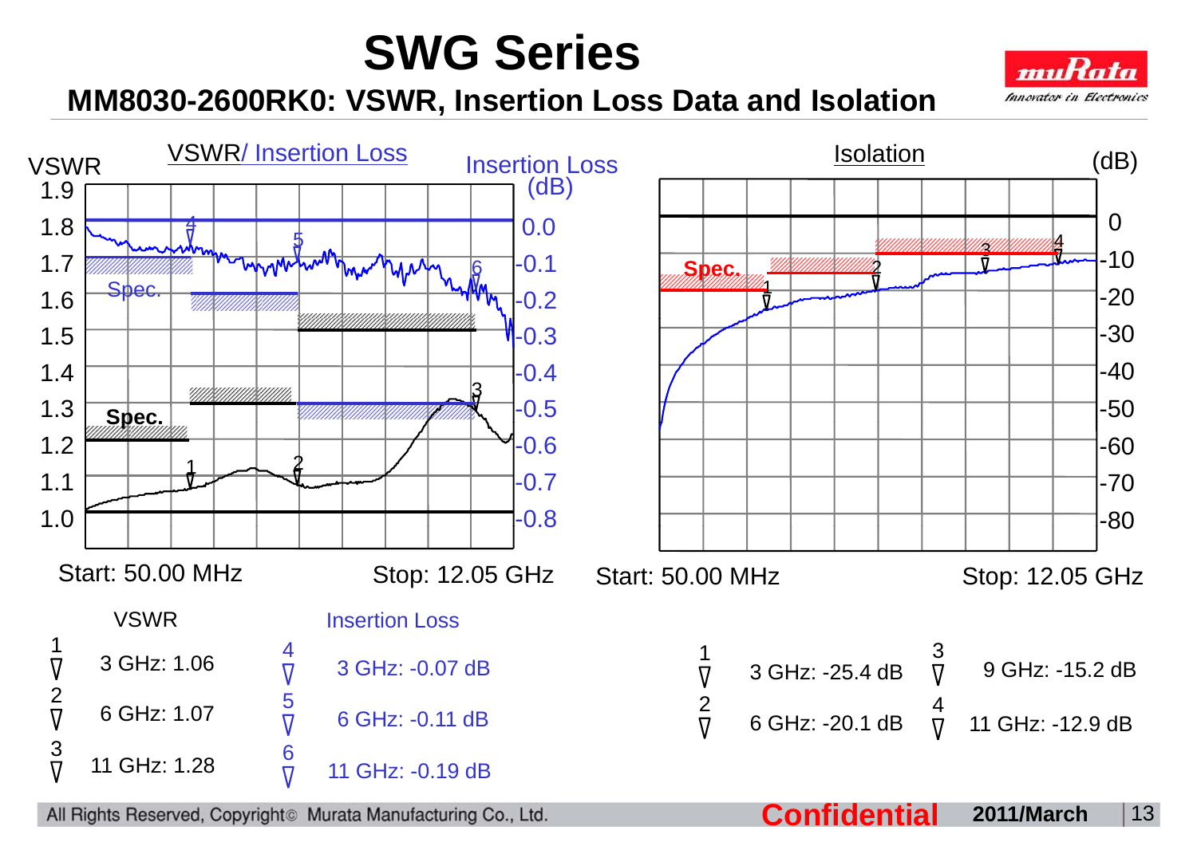# SWG Series

## MM8030-2600RK0: VSWR, Insertion Loss Data and Isolation

### VSWR/ Insertion Loss

Start: 50.00 MHz — Stop: 12.05 GHz

| VSWR | | Insertion Loss | |
|---|---|---|---|
| 1 | 3 GHz: 1.06 | 4 | 3 GHz: -0.07 dB |
| 2 | 6 GHz: 1.07 | 5 | 6 GHz: -0.11 dB |
| 3 | 11 GHz: 1.28 | 6 | 11 GHz: -0.19 dB |

### Isolation

Start: 50.00 MHz — Stop: 12.05 GHz

| Marker | Value | Marker | Value |
|---|---|---|---|
| 1 | 3 GHz: -25.4 dB | 3 | 9 GHz: -15.2 dB |
| 2 | 6 GHz: -20.1 dB | 4 | 11 GHz: -12.9 dB |

All Rights Reserved, Copyright© Murata Manufacturing Co., Ltd. **Confidential** 2011/March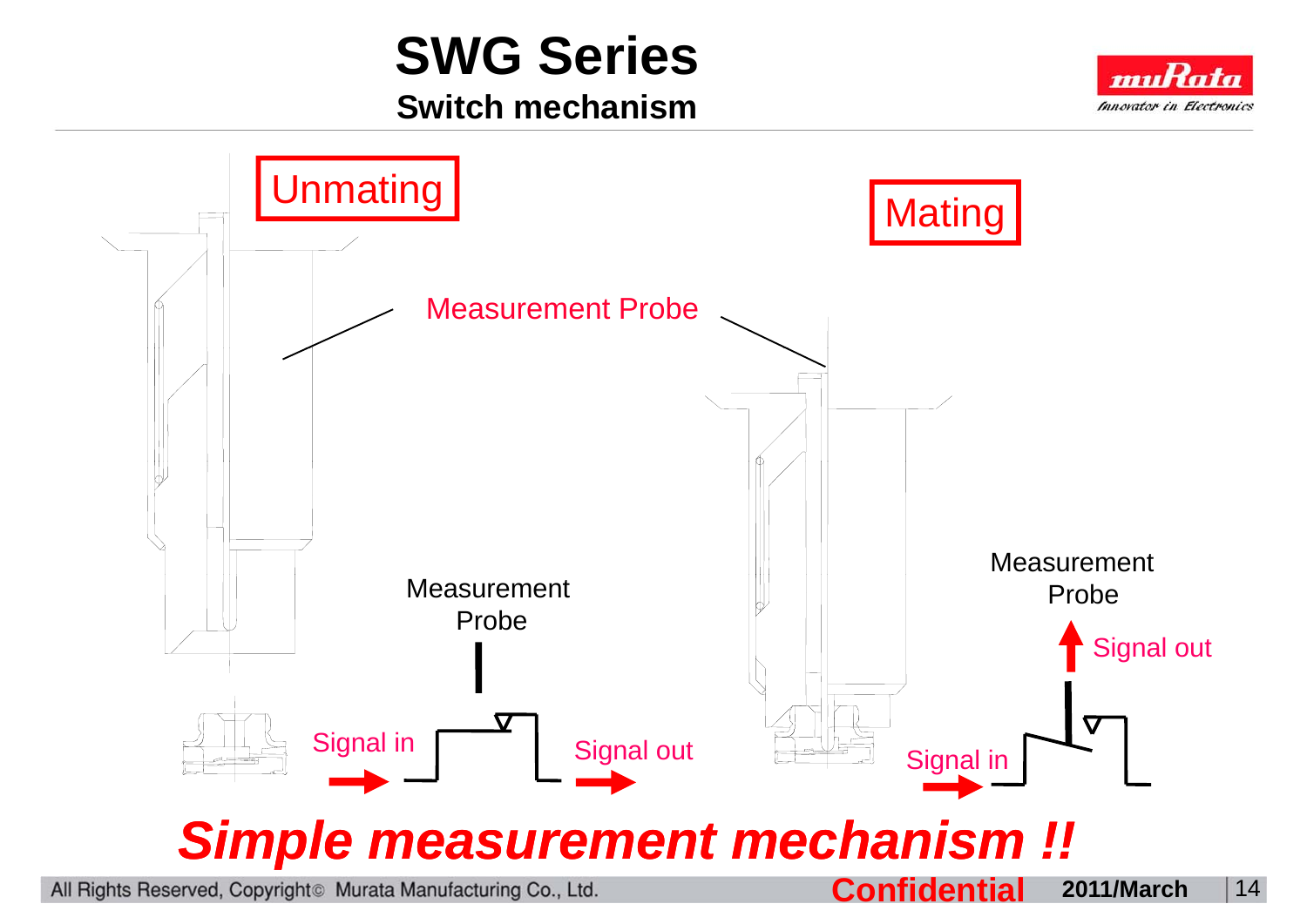# SWG Series

## Switch mechanism

Unmating

Mating

Measurement Probe

Measurement Probe

Signal in

Signal out

Measurement Probe

Signal out

Signal in

***Simple measurement mechanism !!***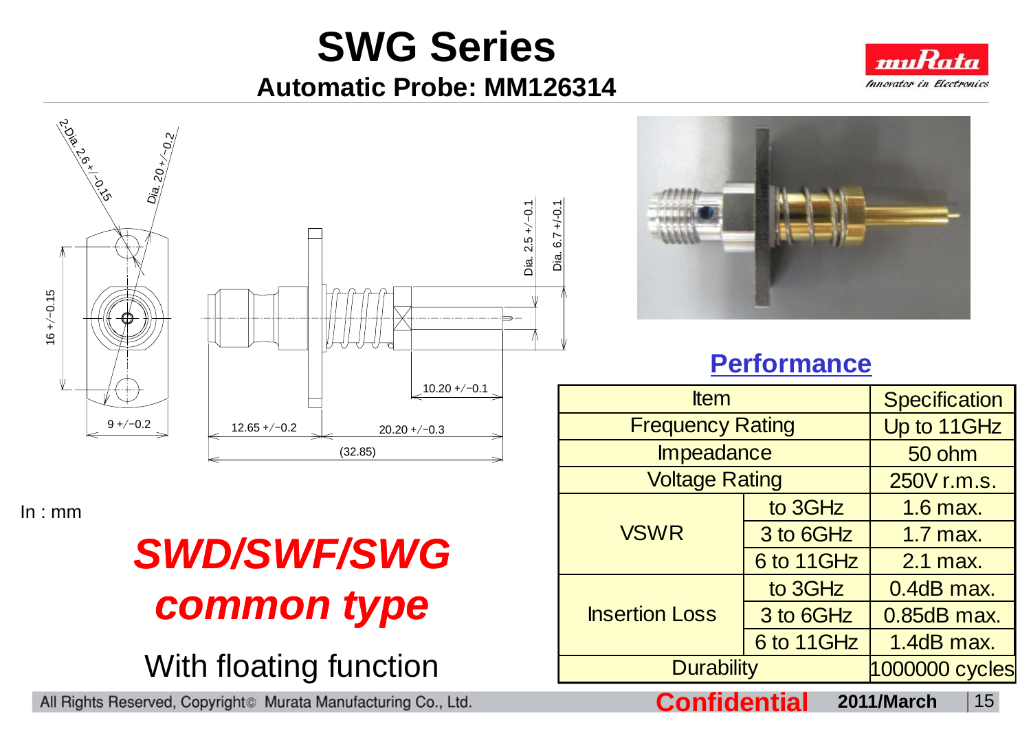# SWG Series

## Automatic Probe: MM126314

In : mm

***SWD/SWF/SWG common type***

With floating function

## Performance

| Item | | Specification |
|---|---|---|
| Frequency Rating | | Up to 11GHz |
| Impeadance | | 50 ohm |
| Voltage Rating | | 250V r.m.s. |
| VSWR | to 3GHz | 1.6 max. |
| | 3 to 6GHz | 1.7 max. |
| | 6 to 11GHz | 2.1 max. |
| Insertion Loss | to 3GHz | 0.4dB max. |
| | 3 to 6GHz | 0.85dB max. |
| | 6 to 11GHz | 1.4dB max. |
| Durability | | 1000000 cycles |

All Rights Reserved, Copyright© Murata Manufacturing Co., Ltd. **Confidential** 2011/March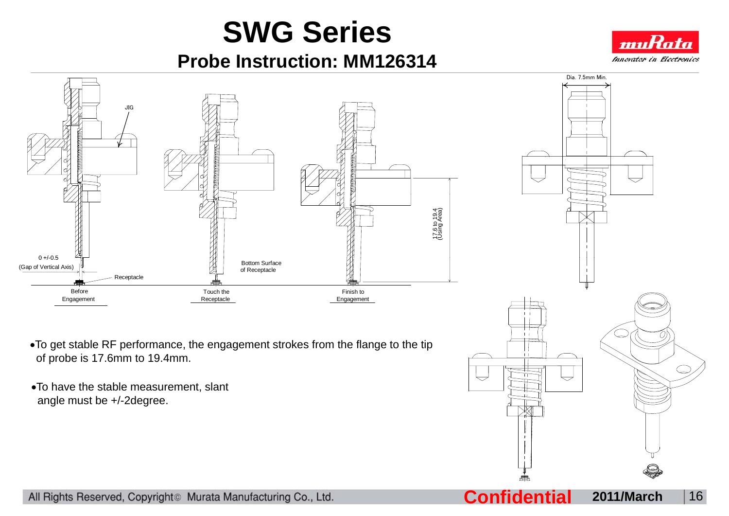# SWG Series

## Probe Instruction: MM126314

JIG

0 +/-0.5
(Gap of Vertical Axis)

Receptacle

Bottom Surface of Receptacle

17.6 to 19.4 (Using Area)

Dia. 7.5mm Min.

Before Engagement

Touch the Receptacle

Finish to Engagement

- To get stable RF performance, the engagement strokes from the flange to the tip of probe is 17.6mm to 19.4mm.
- To have the stable measurement, slant angle must be +/-2degree.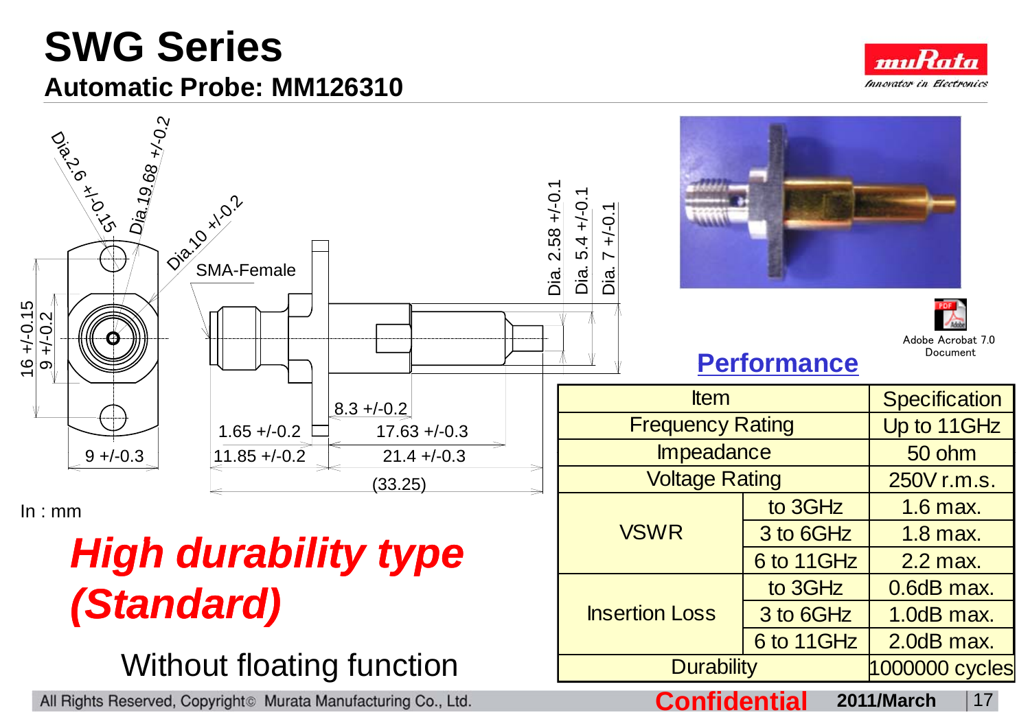# SWG Series

## Automatic Probe: MM126310

In : mm

***High durability type (Standard)***

Without floating function

### Performance

| Item | | Specification |
|---|---|---|
| Frequency Rating | | Up to 11GHz |
| Impeadance | | 50 ohm |
| Voltage Rating | | 250V r.m.s. |
| VSWR | to 3GHz | 1.6 max. |
| | 3 to 6GHz | 1.8 max. |
| | 6 to 11GHz | 2.2 max. |
| Insertion Loss | to 3GHz | 0.6dB max. |
| | 3 to 6GHz | 1.0dB max. |
| | 6 to 11GHz | 2.0dB max. |
| Durability | | 1000000 cycles |

All Rights Reserved, Copyright© Murata Manufacturing Co., Ltd.

Confidential 2011/March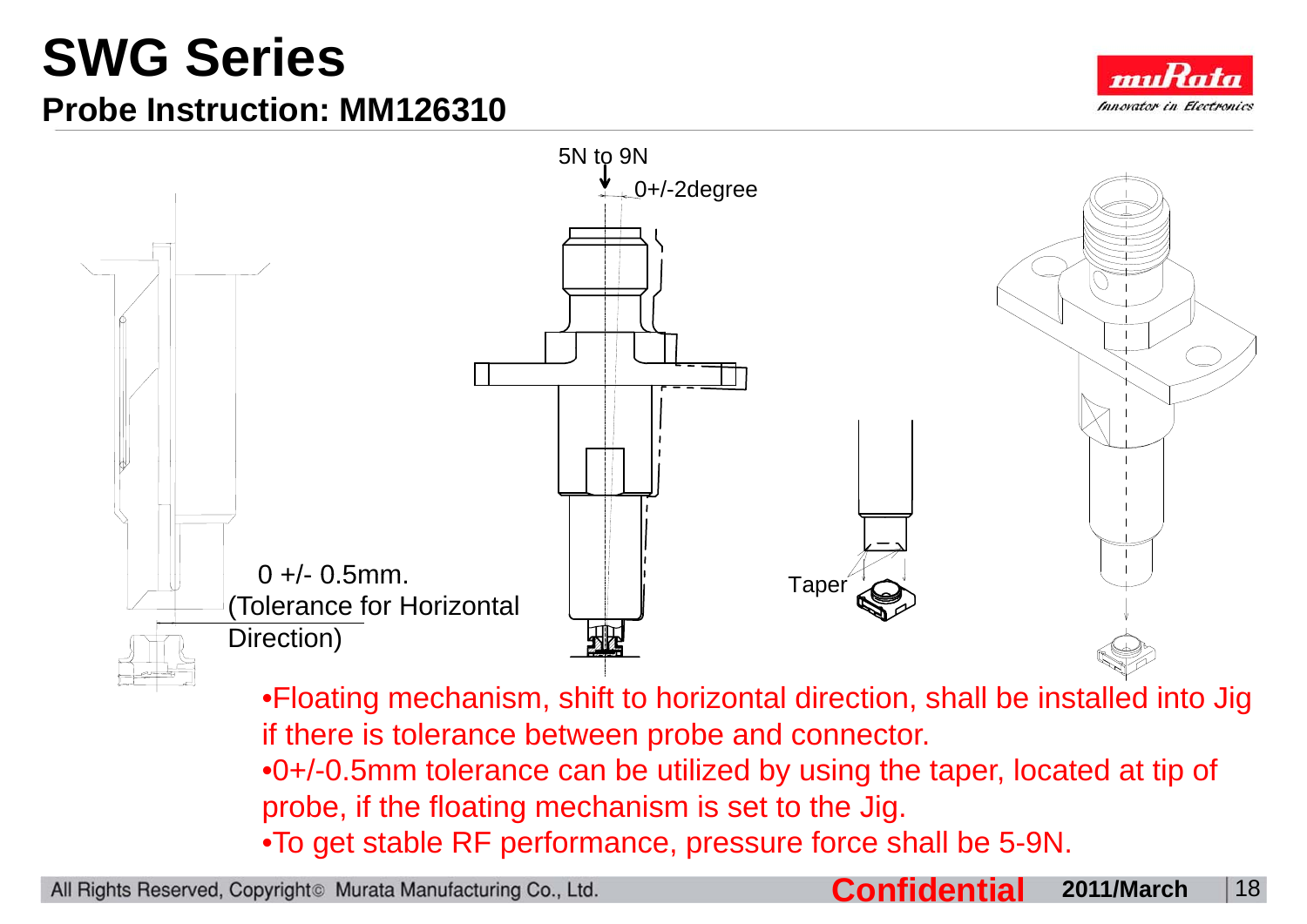# SWG Series

## Probe Instruction: MM126310

5N to 9N

0+/-2degree

0 +/- 0.5mm.
(Tolerance for Horizontal Direction)

Taper

- Floating mechanism, shift to horizontal direction, shall be installed into Jig if there is tolerance between probe and connector.
- 0+/-0.5mm tolerance can be utilized by using the taper, located at tip of probe, if the floating mechanism is set to the Jig.
- To get stable RF performance, pressure force shall be 5-9N.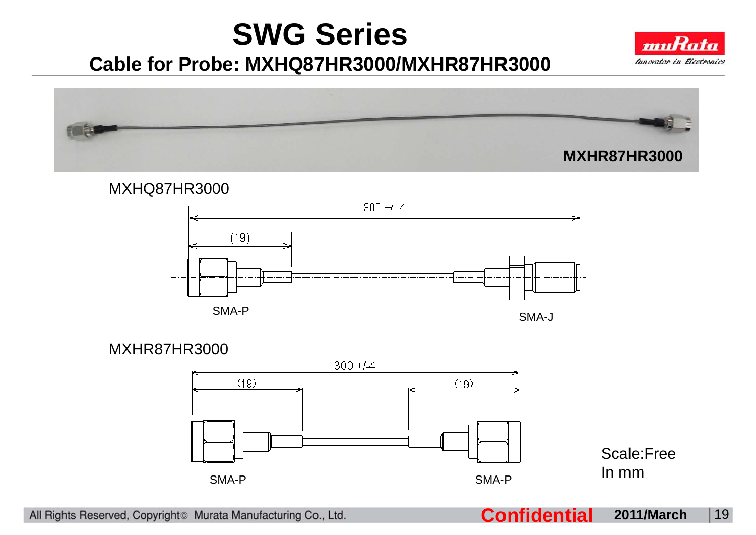# SWG Series

## Cable for Probe: MXHQ87HR3000/MXHR87HR3000

MXHR87HR3000

MXHQ87HR3000

300 +/- 4

(19)

SMA-P

SMA-J

MXHR87HR3000

300 +/-4

(19)

(19)

SMA-P

SMA-P

Scale:Free
In mm

All Rights Reserved, Copyright© Murata Manufacturing Co., Ltd. **Confidential** **2011/March**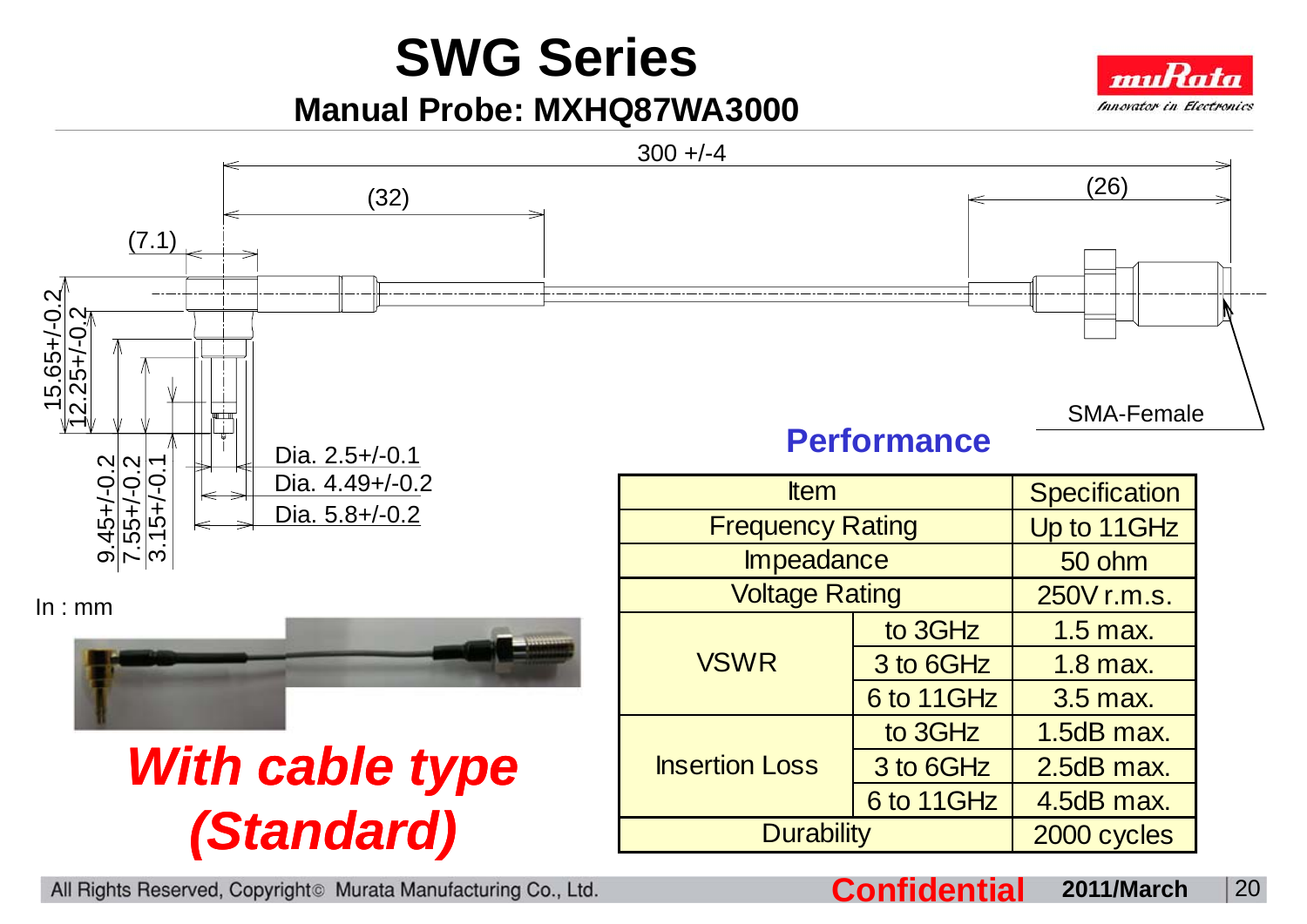# SWG Series

## Manual Probe: MXHQ87WA3000

300 +/-4

(32)

(26)

(7.1)

15.65+/-0.2

12.25+/-0.2

9.45+/-0.2

7.55+/-0.2

3.15+/-0.1

Dia. 2.5+/-0.1

Dia. 4.49+/-0.2

Dia. 5.8+/-0.2

SMA-Female

In : mm

***With cable type (Standard)***

### Performance

| Item | | Specification |
|---|---|---|
| Frequency Rating | | Up to 11GHz |
| Impeadance | | 50 ohm |
| Voltage Rating | | 250V r.m.s. |
| VSWR | to 3GHz | 1.5 max. |
| | 3 to 6GHz | 1.8 max. |
| | 6 to 11GHz | 3.5 max. |
| Insertion Loss | to 3GHz | 1.5dB max. |
| | 3 to 6GHz | 2.5dB max. |
| | 6 to 11GHz | 4.5dB max. |
| Durability | | 2000 cycles |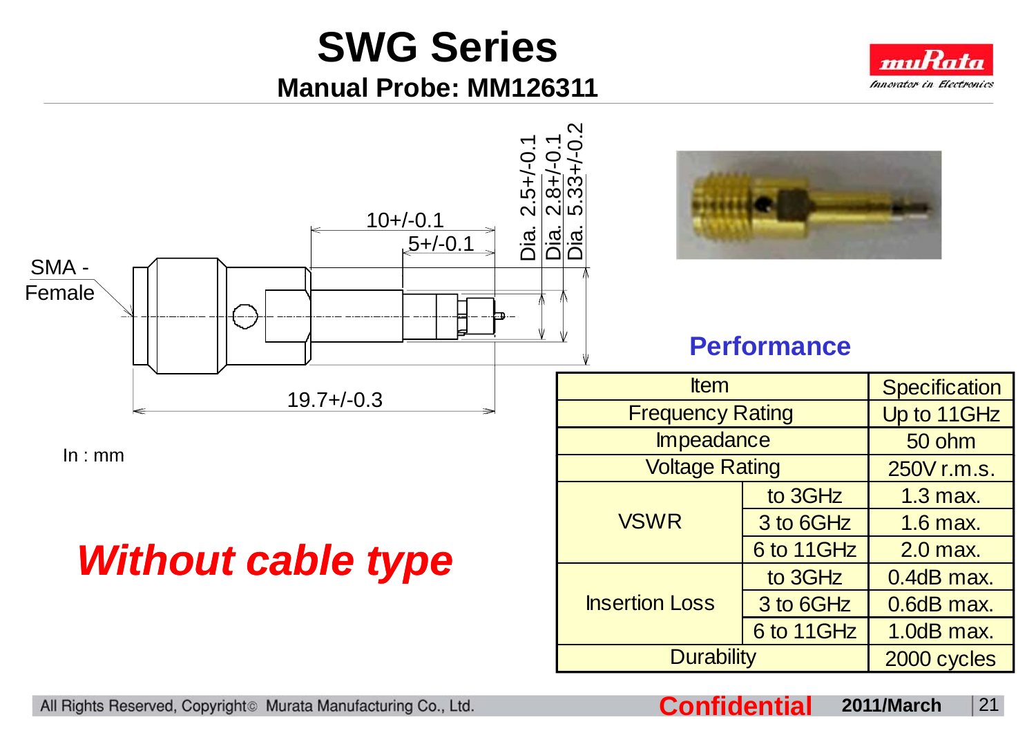# SWG Series

## Manual Probe: MM126311

SMA - Female

10+/-0.1

5+/-0.1

Dia. 2.5+/-0.1

Dia. 2.8+/-0.1

Dia. 5.33+/-0.2

19.7+/-0.3

In : mm

***Without cable type***

### Performance

| Item | | Specification |
|---|---|---|
| Frequency Rating | | Up to 11GHz |
| Impeadance | | 50 ohm |
| Voltage Rating | | 250V r.m.s. |
| VSWR | to 3GHz | 1.3 max. |
| | 3 to 6GHz | 1.6 max. |
| | 6 to 11GHz | 2.0 max. |
| Insertion Loss | to 3GHz | 0.4dB max. |
| | 3 to 6GHz | 0.6dB max. |
| | 6 to 11GHz | 1.0dB max. |
| Durability | | 2000 cycles |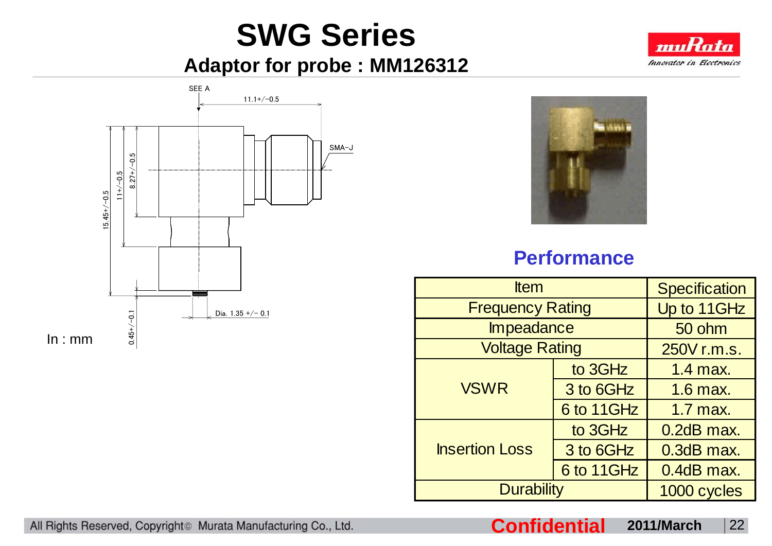# SWG Series

## Adaptor for probe : MM126312

SEE A

11.1+/−0.5

SMA−J

15.45+/−0.5

11+/−0.5

8.27+/−0.5

Dia. 1.35 +/− 0.1

0.45+/−0.1

In : mm

## Performance

| Item | | Specification |
|---|---|---|
| Frequency Rating | | Up to 11GHz |
| Impeadance | | 50 ohm |
| Voltage Rating | | 250V r.m.s. |
| VSWR | to 3GHz | 1.4 max. |
| | 3 to 6GHz | 1.6 max. |
| | 6 to 11GHz | 1.7 max. |
| Insertion Loss | to 3GHz | 0.2dB max. |
| | 3 to 6GHz | 0.3dB max. |
| | 6 to 11GHz | 0.4dB max. |
| Durability | | 1000 cycles |